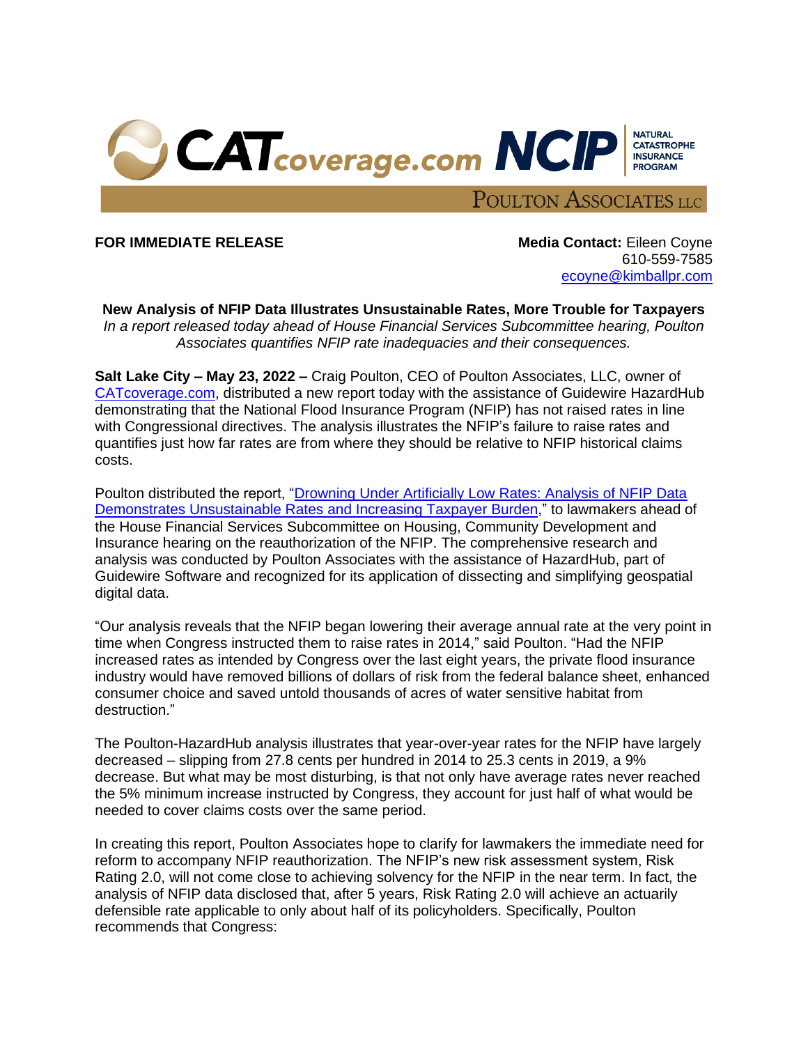CATcoverage.com NCIP NATURAL CATASTROPHE INSURANCE PROGRAM

POULTON ASSOCIATES LLC

**FOR IMMEDIATE RELEASE**

**Media Contact:** Eileen Coyne
610-559-7585
ecoyne@kimballpr.com

## New Analysis of NFIP Data Illustrates Unsustainable Rates, More Trouble for Taxpayers

*In a report released today ahead of House Financial Services Subcommittee hearing, Poulton Associates quantifies NFIP rate inadequacies and their consequences.*

**Salt Lake City – May 23, 2022 –** Craig Poulton, CEO of Poulton Associates, LLC, owner of CATcoverage.com, distributed a new report today with the assistance of Guidewire HazardHub demonstrating that the National Flood Insurance Program (NFIP) has not raised rates in line with Congressional directives. The analysis illustrates the NFIP's failure to raise rates and quantifies just how far rates are from where they should be relative to NFIP historical claims costs.

Poulton distributed the report, "Drowning Under Artificially Low Rates: Analysis of NFIP Data Demonstrates Unsustainable Rates and Increasing Taxpayer Burden," to lawmakers ahead of the House Financial Services Subcommittee on Housing, Community Development and Insurance hearing on the reauthorization of the NFIP. The comprehensive research and analysis was conducted by Poulton Associates with the assistance of HazardHub, part of Guidewire Software and recognized for its application of dissecting and simplifying geospatial digital data.

"Our analysis reveals that the NFIP began lowering their average annual rate at the very point in time when Congress instructed them to raise rates in 2014," said Poulton. "Had the NFIP increased rates as intended by Congress over the last eight years, the private flood insurance industry would have removed billions of dollars of risk from the federal balance sheet, enhanced consumer choice and saved untold thousands of acres of water sensitive habitat from destruction."

The Poulton-HazardHub analysis illustrates that year-over-year rates for the NFIP have largely decreased – slipping from 27.8 cents per hundred in 2014 to 25.3 cents in 2019, a 9% decrease. But what may be most disturbing, is that not only have average rates never reached the 5% minimum increase instructed by Congress, they account for just half of what would be needed to cover claims costs over the same period.

In creating this report, Poulton Associates hope to clarify for lawmakers the immediate need for reform to accompany NFIP reauthorization. The NFIP's new risk assessment system, Risk Rating 2.0, will not come close to achieving solvency for the NFIP in the near term. In fact, the analysis of NFIP data disclosed that, after 5 years, Risk Rating 2.0 will achieve an actuarily defensible rate applicable to only about half of its policyholders. Specifically, Poulton recommends that Congress: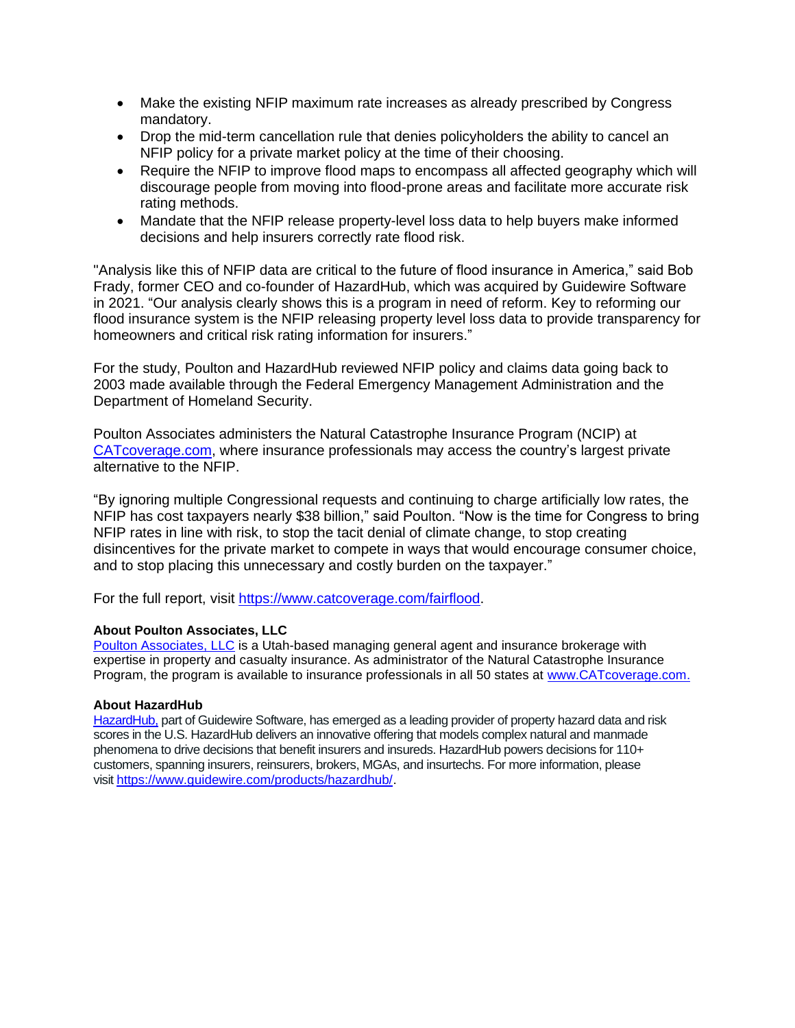- Make the existing NFIP maximum rate increases as already prescribed by Congress mandatory.
- Drop the mid-term cancellation rule that denies policyholders the ability to cancel an NFIP policy for a private market policy at the time of their choosing.
- Require the NFIP to improve flood maps to encompass all affected geography which will discourage people from moving into flood-prone areas and facilitate more accurate risk rating methods.
- Mandate that the NFIP release property-level loss data to help buyers make informed decisions and help insurers correctly rate flood risk.

"Analysis like this of NFIP data are critical to the future of flood insurance in America," said Bob Frady, former CEO and co-founder of HazardHub, which was acquired by Guidewire Software in 2021. "Our analysis clearly shows this is a program in need of reform. Key to reforming our flood insurance system is the NFIP releasing property level loss data to provide transparency for homeowners and critical risk rating information for insurers."

For the study, Poulton and HazardHub reviewed NFIP policy and claims data going back to 2003 made available through the Federal Emergency Management Administration and the Department of Homeland Security.

Poulton Associates administers the Natural Catastrophe Insurance Program (NCIP) at [CATcoverage.com](CATcoverage.com), where insurance professionals may access the country's largest private alternative to the NFIP.

"By ignoring multiple Congressional requests and continuing to charge artificially low rates, the NFIP has cost taxpayers nearly $38 billion," said Poulton. "Now is the time for Congress to bring NFIP rates in line with risk, to stop the tacit denial of climate change, to stop creating disincentives for the private market to compete in ways that would encourage consumer choice, and to stop placing this unnecessary and costly burden on the taxpayer."

For the full report, visit [https://www.catcoverage.com/fairflood](https://www.catcoverage.com/fairflood).

**About Poulton Associates, LLC**
Poulton Associates, LLC is a Utah-based managing general agent and insurance brokerage with expertise in property and casualty insurance. As administrator of the Natural Catastrophe Insurance Program, the program is available to insurance professionals in all 50 states at [www.CATcoverage.com.](www.CATcoverage.com)

**About HazardHub**
HazardHub, part of Guidewire Software, has emerged as a leading provider of property hazard data and risk scores in the U.S. HazardHub delivers an innovative offering that models complex natural and manmade phenomena to drive decisions that benefit insurers and insureds. HazardHub powers decisions for 110+ customers, spanning insurers, reinsurers, brokers, MGAs, and insurtechs. For more information, please visit [https://www.guidewire.com/products/hazardhub/](https://www.guidewire.com/products/hazardhub/).